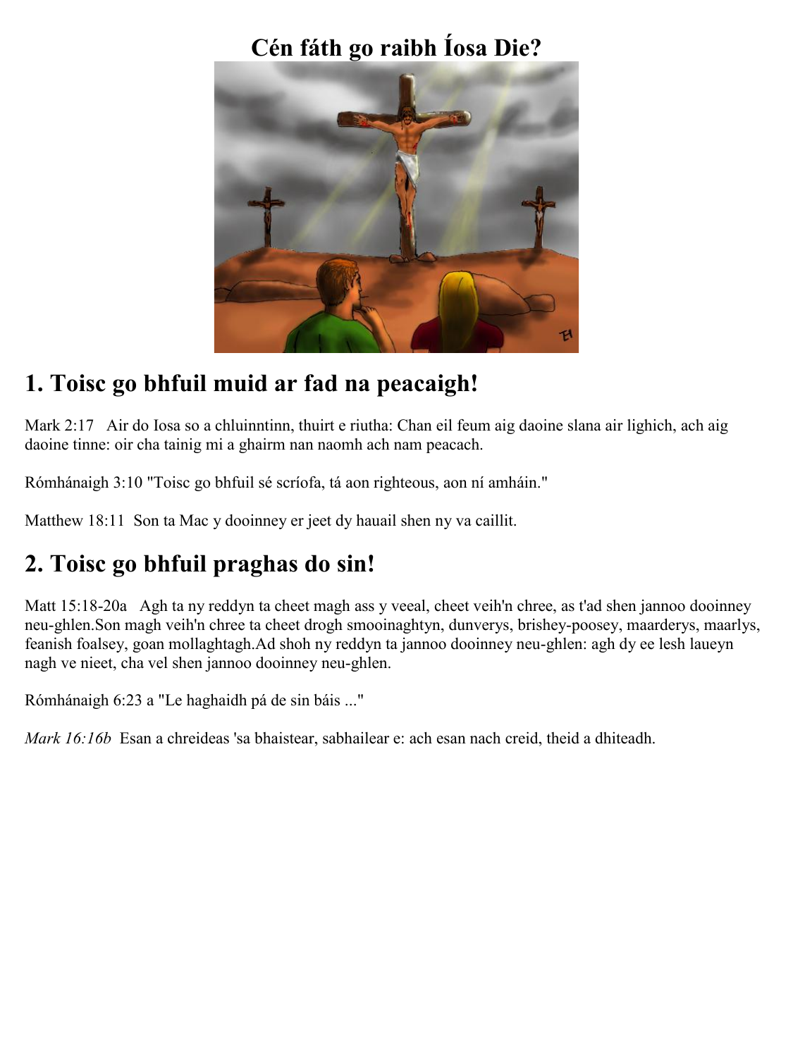# Cén fáth go raibh Íosa Die?

## 1. Toisc go bhfuil muid ar fad na peacaigh!

Mark 2:17   Air do Iosa so a chluinnntinn, thuirt e riutha: Chan eil feum aig daoine slana air lighich, ach aig daoine tinne: oir cha tainig mi a ghairm nan naomh ach nam peacach.

Rómhánaigh 3:10 "Toisc go bhfuil sé scríofa, tá aon righteous, aon ní amháin."

Matthew 18:11  Son ta Mac y dooinney er jeet dy hauail shen ny va caillit.

## 2. Toisc go bhfuil praghas do sin!

Matt 15:18-20a   Agh ta ny reddyn ta cheet magh ass y veeal, cheet veih'n chree, as t'ad shen jannoo dooinney neu-ghlen.Son magh veih'n chree ta cheet drogh smooinaghtyn, dunverys, brishey-poosey, maarderys, maarlys, feanish foalsey, goan mollaghtagh.Ad shoh ny reddyn ta jannoo dooinney neu-ghlen: agh dy ee lesh laueyn nagh ve nieet, cha vel shen jannoo dooinney neu-ghlen.

Rómhánaigh 6:23 a "Le haghaidh pá de sin báis ..."

*Mark 16:16b*  Esan a chreideas 'sa bhaistear, sabhailear e: ach esan nach creid, theid a dhiteadh.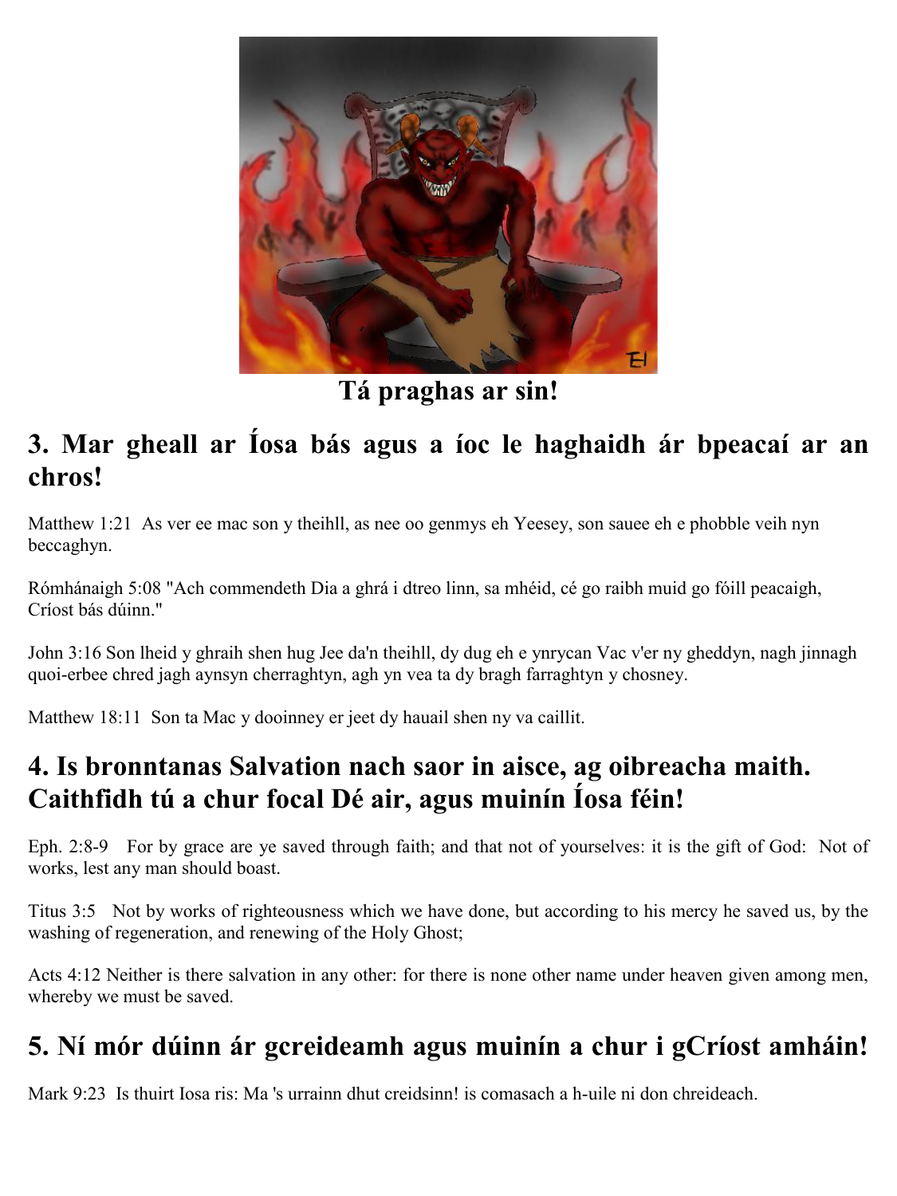**Tá praghas ar sin!**

## 3. Mar gheall ar Íosa bás agus a íoc le haghaidh ár bpeacaí ar an chros!

Matthew 1:21 As ver ee mac son y theihll, as nee oo genmys eh Yeesey, son sauee eh e phobble veih nyn beccaghyn.

Rómhánaigh 5:08 "Ach commendeth Dia a ghrá i dtreo linn, sa mhéid, cé go raibh muid go fóill peacaigh, Críost bás dúinn."

John 3:16 Son lheid y ghraih shen hug Jee da'n theihll, dy dug eh e ynrycan Vac v'er ny gheddyn, nagh jinnagh quoi-erbee chred jagh aynsyn cherraghtyn, agh yn vea ta dy bragh farraghtyn y chosney.

Matthew 18:11 Son ta Mac y dooinney er jeet dy hauail shen ny va caillit.

## 4. Is bronntanas Salvation nach saor in aisce, ag oibreacha maith. Caithfidh tú a chur focal Dé air, agus muinín Íosa féin!

Eph. 2:8-9 For by grace are ye saved through faith; and that not of yourselves: it is the gift of God: Not of works, lest any man should boast.

Titus 3:5 Not by works of righteousness which we have done, but according to his mercy he saved us, by the washing of regeneration, and renewing of the Holy Ghost;

Acts 4:12 Neither is there salvation in any other: for there is none other name under heaven given among men, whereby we must be saved.

## 5. Ní mór dúinn ár gcreideamh agus muinín a chur i gCríost amháin!

Mark 9:23 Is thuirt Iosa ris: Ma 's urrainn dhut creidsinn! is comasach a h-uile ni don chreideach.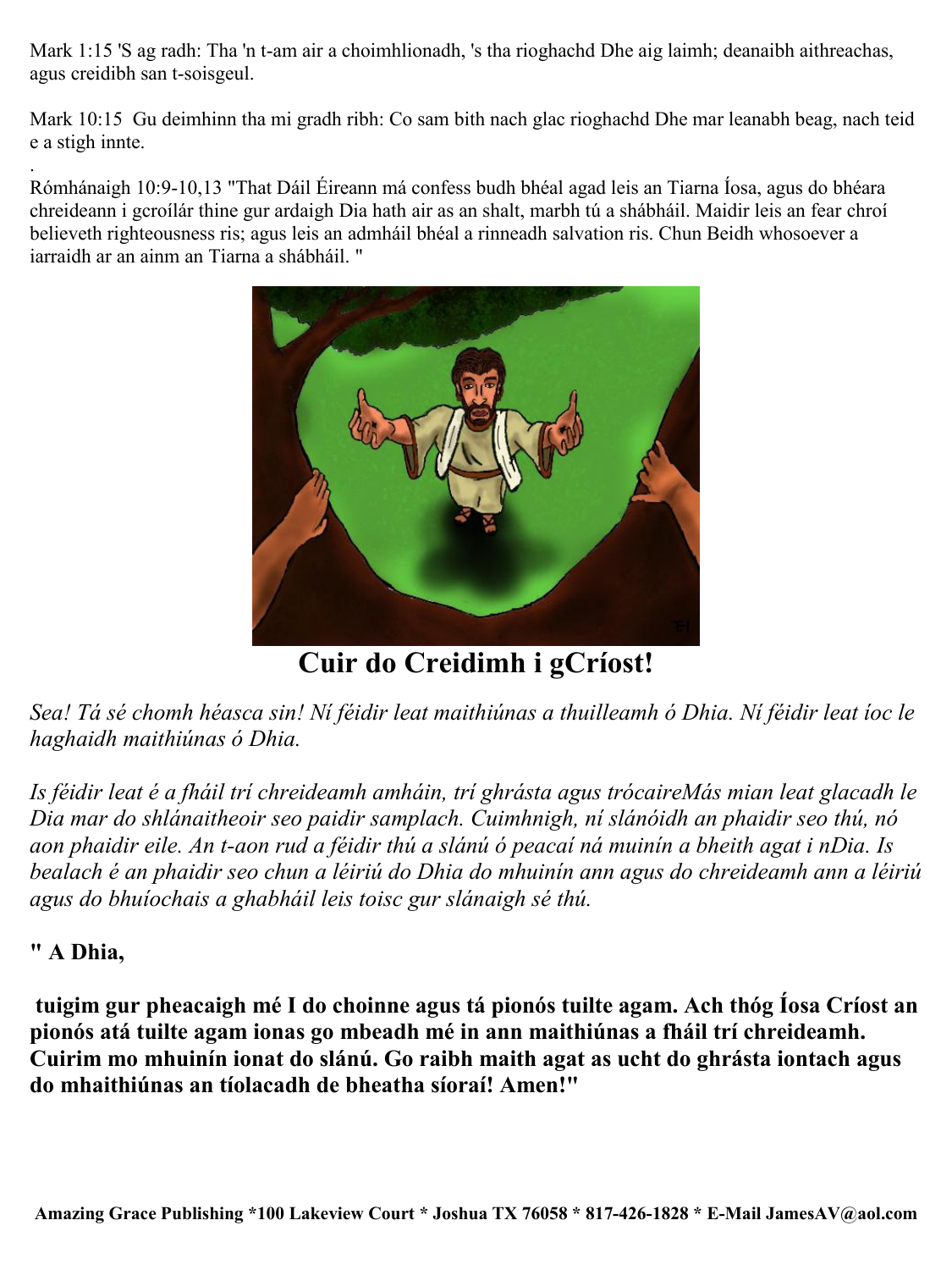Mark 1:15 'S ag radh: Tha 'n t-am air a choimhlionadh, 's tha rioghachd Dhe aig laimh; deanaibh aithreachas, agus creidibh san t-soisgeul.

Mark 10:15 Gu deimhinn tha mi gradh ribh: Co sam bith nach glac rioghachd Dhe mar leanabh beag, nach teid e a stigh innte.

.

Rómhánaigh 10:9-10,13 "That Dáil Éireann má confess budh bhéal agad leis an Tiarna Íosa, agus do bhéara chreideann i gcroílár thine gur ardaigh Dia hath air as an shalt, marbh tú a shábháil. Maidir leis an fear chroí believeth righteousness ris; agus leis an admháil bhéal a rinneadh salvation ris. Chun Beidh whosoever a iarraidh ar an ainm an Tiarna a shábháil. "

## Cuir do Creidimh i gCríost!

*Sea! Tá sé chomh héasca sin! Ní féidir leat maithiúnas a thuilleamh ó Dhia. Ní féidir leat íoc le haghaidh maithiúnas ó Dhia.*

*Is féidir leat é a fháil trí chreideamh amháin, trí ghrásta agus trócaireMás mian leat glacadh le Dia mar do shlánaitheoir seo paidir samplach. Cuimhnigh, ní slánóidh an phaidir seo thú, nó aon phaidir eile. An t-aon rud a féidir thú a slánú ó peacaí ná muinín a bheith agat i nDia. Is bealach é an phaidir seo chun a léiriú do Dhia do mhuinín ann agus do chreideamh ann a léiriú agus do bhuíochais a ghabháil leis toisc gur slánaigh sé thú.*

**" A Dhia,**

**tuigim gur pheacaigh mé I do choinne agus tá pionós tuilte agam. Ach thóg Íosa Críost an pionós atá tuilte agam ionas go mbeadh mé in ann maithiúnas a fháil trí chreideamh. Cuirim mo mhuinín ionat do slánú. Go raibh maith agat as ucht do ghrásta iontach agus do mhaithiúnas an tíolacadh de bheatha síoraí! Amen!"**

**Amazing Grace Publishing *100 Lakeview Court * Joshua TX 76058 * 817-426-1828 * E-Mail JamesAV@aol.com**